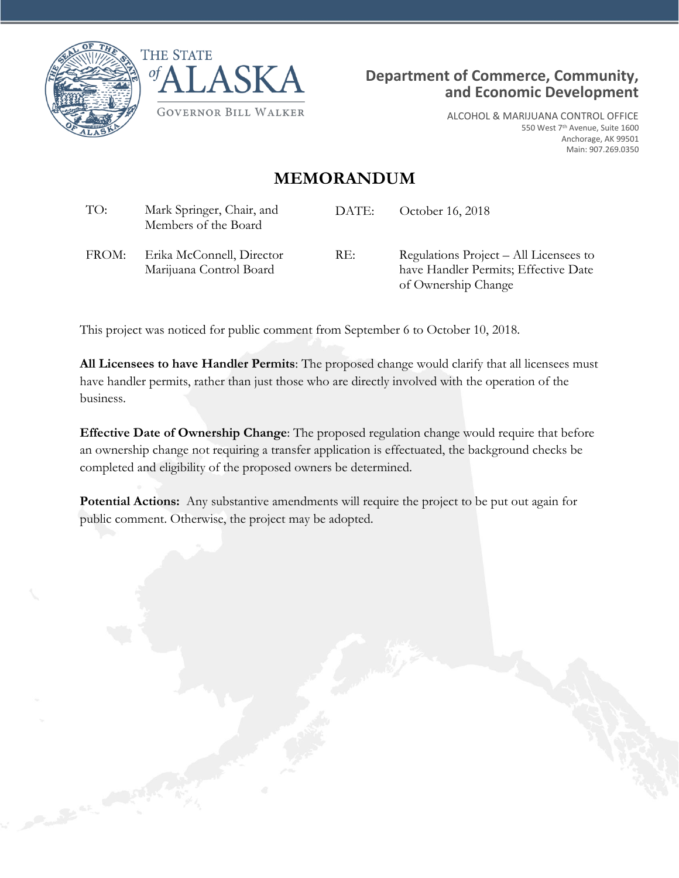THE STATE of ALASKA

GOVERNOR BILL WALKER

**Department of Commerce, Community, and Economic Development**

ALCOHOL & MARIJUANA CONTROL OFFICE
550 West 7th Avenue, Suite 1600
Anchorage, AK 99501
Main: 907.269.0350

# MEMORANDUM

| | | | |
|---|---|---|---|
| TO: | Mark Springer, Chair, and Members of the Board | DATE: | October 16, 2018 |
| FROM: | Erika McConnell, Director Marijuana Control Board | RE: | Regulations Project – All Licensees to have Handler Permits; Effective Date of Ownership Change |

This project was noticed for public comment from September 6 to October 10, 2018.

**All Licensees to have Handler Permits**: The proposed change would clarify that all licensees must have handler permits, rather than just those who are directly involved with the operation of the business.

**Effective Date of Ownership Change**: The proposed regulation change would require that before an ownership change not requiring a transfer application is effectuated, the background checks be completed and eligibility of the proposed owners be determined.

**Potential Actions:** Any substantive amendments will require the project to be put out again for public comment. Otherwise, the project may be adopted.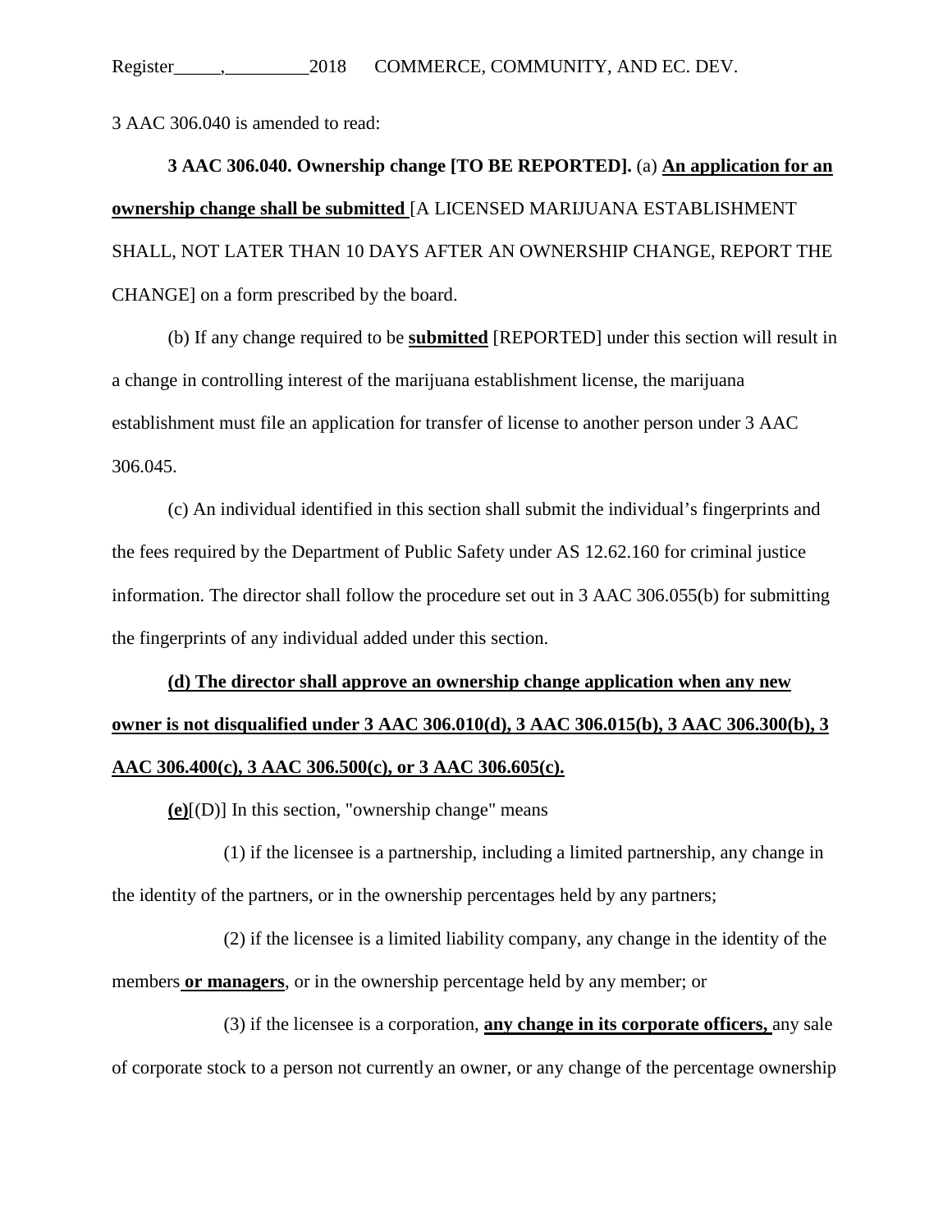3 AAC 306.040 is amended to read:

**3 AAC 306.040. Ownership change [TO BE REPORTED].** (a) **An application for an ownership change shall be submitted** [A LICENSED MARIJUANA ESTABLISHMENT SHALL, NOT LATER THAN 10 DAYS AFTER AN OWNERSHIP CHANGE, REPORT THE CHANGE] on a form prescribed by the board.

(b) If any change required to be **submitted** [REPORTED] under this section will result in a change in controlling interest of the marijuana establishment license, the marijuana establishment must file an application for transfer of license to another person under 3 AAC 306.045.

(c) An individual identified in this section shall submit the individual's fingerprints and the fees required by the Department of Public Safety under AS 12.62.160 for criminal justice information. The director shall follow the procedure set out in 3 AAC 306.055(b) for submitting the fingerprints of any individual added under this section.

**(d) The director shall approve an ownership change application when any new owner is not disqualified under 3 AAC 306.010(d), 3 AAC 306.015(b), 3 AAC 306.300(b), 3 AAC 306.400(c), 3 AAC 306.500(c), or 3 AAC 306.605(c).**

**(e)**[(D)] In this section, "ownership change" means

(1) if the licensee is a partnership, including a limited partnership, any change in the identity of the partners, or in the ownership percentages held by any partners;

(2) if the licensee is a limited liability company, any change in the identity of the members **or managers**, or in the ownership percentage held by any member; or

(3) if the licensee is a corporation, **any change in its corporate officers,** any sale of corporate stock to a person not currently an owner, or any change of the percentage ownership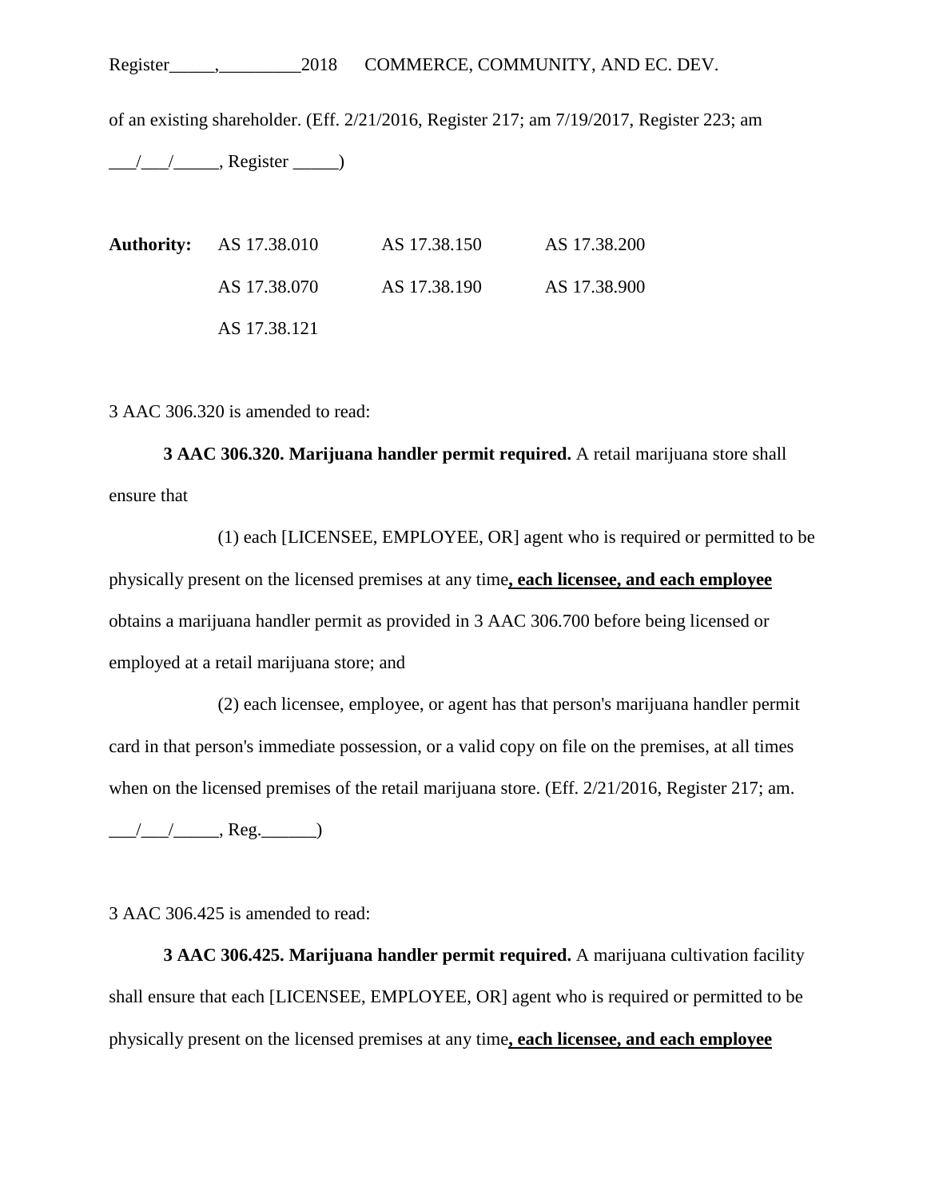of an existing shareholder. (Eff. 2/21/2016, Register 217; am 7/19/2017, Register 223; am \_\_\_/\_\_\_/\_\_\_\_\_, Register \_\_\_\_\_)

| **Authority:** | AS 17.38.010 | AS 17.38.150 | AS 17.38.200 |
|---|---|---|---|
| | AS 17.38.070 | AS 17.38.190 | AS 17.38.900 |
| | AS 17.38.121 | | |

3 AAC 306.320 is amended to read:

**3 AAC 306.320. Marijuana handler permit required.** A retail marijuana store shall ensure that

(1) each [LICENSEE, EMPLOYEE, OR] agent who is required or permitted to be physically present on the licensed premises at any time**<u>, each licensee, and each employee</u>** obtains a marijuana handler permit as provided in 3 AAC 306.700 before being licensed or employed at a retail marijuana store; and

(2) each licensee, employee, or agent has that person's marijuana handler permit card in that person's immediate possession, or a valid copy on file on the premises, at all times when on the licensed premises of the retail marijuana store. (Eff. 2/21/2016, Register 217; am. \_\_\_/\_\_\_/\_\_\_\_\_, Reg.\_\_\_\_\_\_)

3 AAC 306.425 is amended to read:

**3 AAC 306.425. Marijuana handler permit required.** A marijuana cultivation facility shall ensure that each [LICENSEE, EMPLOYEE, OR] agent who is required or permitted to be physically present on the licensed premises at any time**<u>, each licensee, and each employee</u>**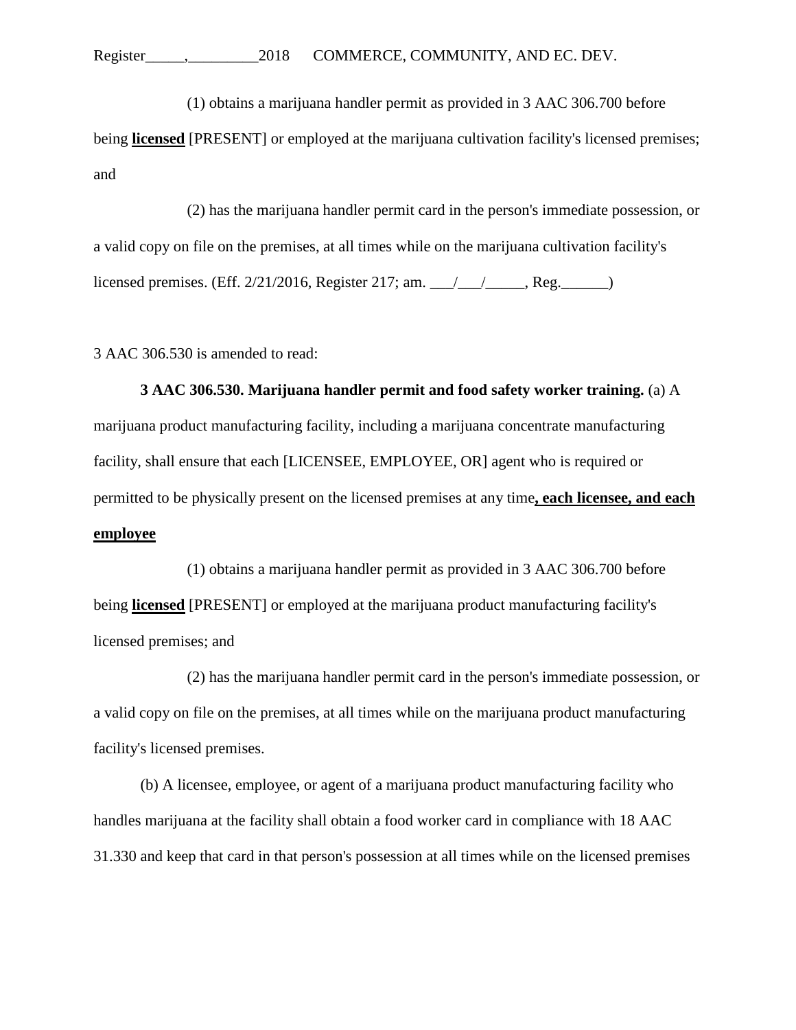(1) obtains a marijuana handler permit as provided in 3 AAC 306.700 before being **licensed** [PRESENT] or employed at the marijuana cultivation facility's licensed premises; and

(2) has the marijuana handler permit card in the person's immediate possession, or a valid copy on file on the premises, at all times while on the marijuana cultivation facility's licensed premises. (Eff. 2/21/2016, Register 217; am. ___/___/_____, Reg.______)

3 AAC 306.530 is amended to read:

**3 AAC 306.530. Marijuana handler permit and food safety worker training.** (a) A marijuana product manufacturing facility, including a marijuana concentrate manufacturing facility, shall ensure that each [LICENSEE, EMPLOYEE, OR] agent who is required or permitted to be physically present on the licensed premises at any time**, each licensee, and each employee**

(1) obtains a marijuana handler permit as provided in 3 AAC 306.700 before being **licensed** [PRESENT] or employed at the marijuana product manufacturing facility's licensed premises; and

(2) has the marijuana handler permit card in the person's immediate possession, or a valid copy on file on the premises, at all times while on the marijuana product manufacturing facility's licensed premises.

(b) A licensee, employee, or agent of a marijuana product manufacturing facility who handles marijuana at the facility shall obtain a food worker card in compliance with 18 AAC 31.330 and keep that card in that person's possession at all times while on the licensed premises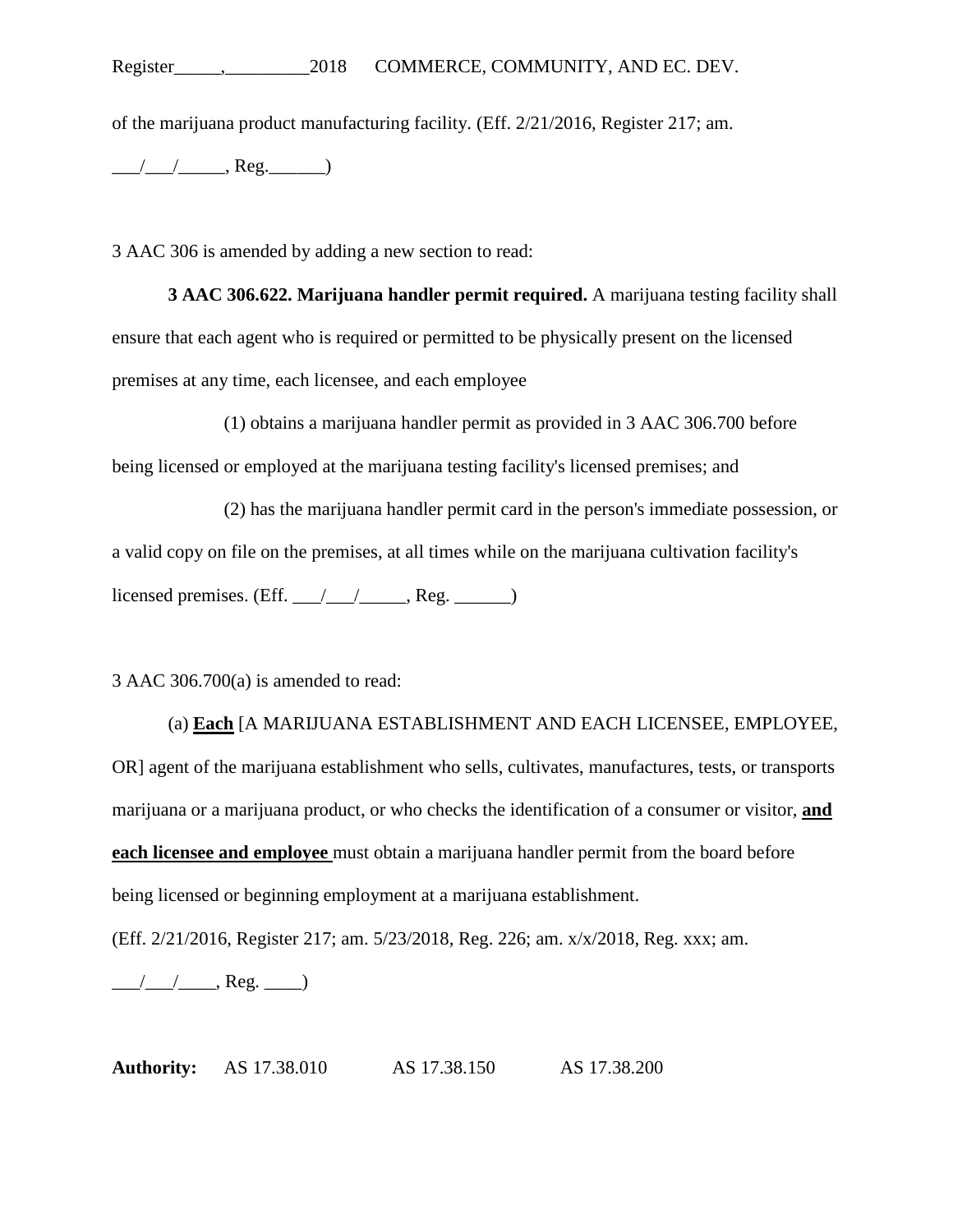of the marijuana product manufacturing facility. (Eff. 2/21/2016, Register 217; am.

___/___/_____, Reg.______)

3 AAC 306 is amended by adding a new section to read:

**3 AAC 306.622. Marijuana handler permit required.** A marijuana testing facility shall ensure that each agent who is required or permitted to be physically present on the licensed premises at any time, each licensee, and each employee

(1) obtains a marijuana handler permit as provided in 3 AAC 306.700 before being licensed or employed at the marijuana testing facility's licensed premises; and

(2) has the marijuana handler permit card in the person's immediate possession, or a valid copy on file on the premises, at all times while on the marijuana cultivation facility's licensed premises. (Eff. ___/___/_____, Reg. ______)

3 AAC 306.700(a) is amended to read:

(a) <u>**Each**</u> [A MARIJUANA ESTABLISHMENT AND EACH LICENSEE, EMPLOYEE, OR] agent of the marijuana establishment who sells, cultivates, manufactures, tests, or transports marijuana or a marijuana product, or who checks the identification of a consumer or visitor, <u>**and each licensee and employee**</u> must obtain a marijuana handler permit from the board before being licensed or beginning employment at a marijuana establishment.

(Eff. 2/21/2016, Register 217; am. 5/23/2018, Reg. 226; am. x/x/2018, Reg. xxx; am.

___/___/____, Reg. ____)

**Authority:** AS 17.38.010 AS 17.38.150 AS 17.38.200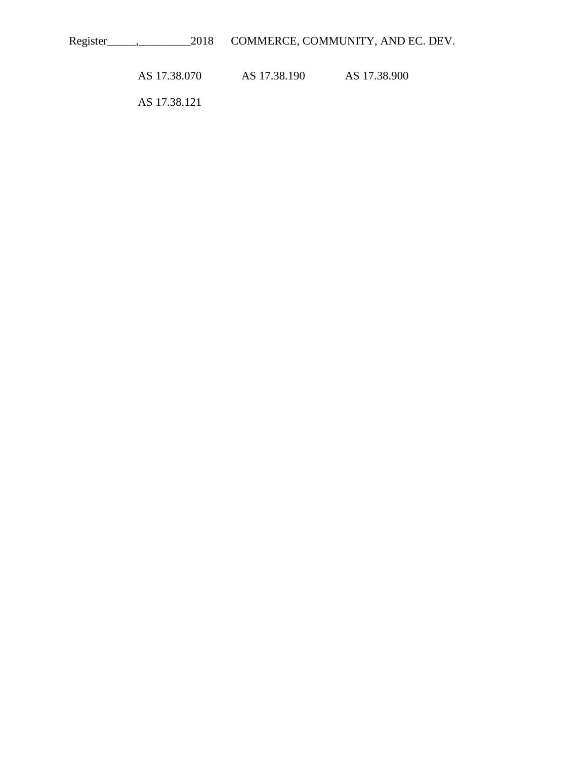AS 17.38.070 AS 17.38.190 AS 17.38.900

AS 17.38.121